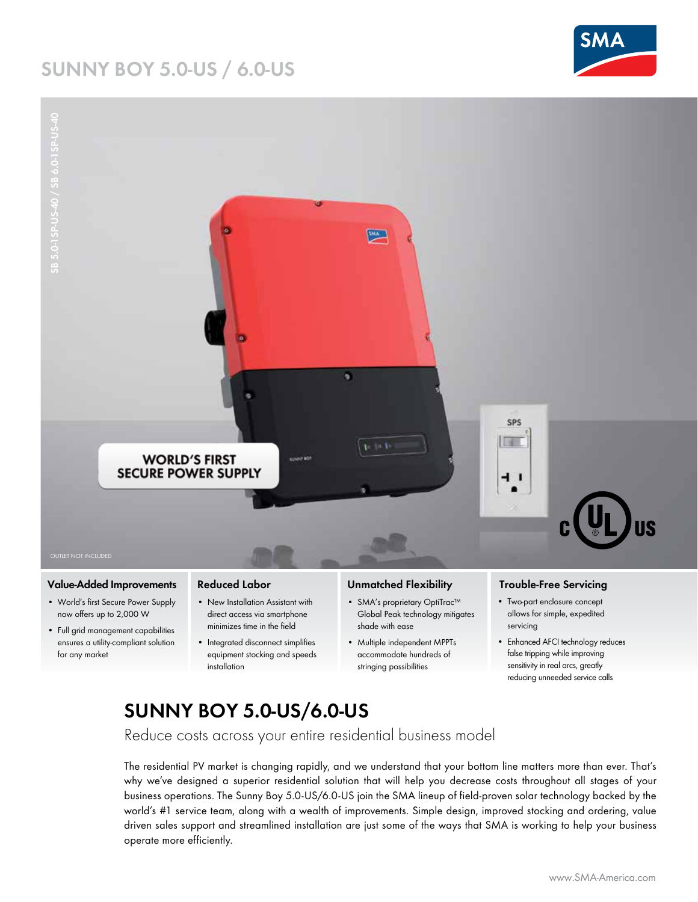# SUNNY BOY 5.0-US / 6.0-US

SB 5.0-1SP-US-40 / SB 6.0-1SP-US-40

WORLD'S FIRST SECURE POWER SUPPLY

OUTLET NOT INCLUDED

### Value-Added Improvements

- World's first Secure Power Supply now offers up to 2,000 W
- Full grid management capabilities ensures a utility-compliant solution for any market

### Reduced Labor

- New Installation Assistant with direct access via smartphone minimizes time in the field
- Integrated disconnect simplifies equipment stocking and speeds installation

### Unmatched Flexibility

- SMA's proprietary OptiTrac™ Global Peak technology mitigates shade with ease
- Multiple independent MPPTs accommodate hundreds of stringing possibilities

### Trouble-Free Servicing

- Two-part enclosure concept allows for simple, expedited servicing
- Enhanced AFCI technology reduces false tripping while improving sensitivity in real arcs, greatly reducing unneeded service calls

## SUNNY BOY 5.0-US/6.0-US

Reduce costs across your entire residential business model

The residential PV market is changing rapidly, and we understand that your bottom line matters more than ever. That's why we've designed a superior residential solution that will help you decrease costs throughout all stages of your business operations. The Sunny Boy 5.0-US/6.0-US join the SMA lineup of field-proven solar technology backed by the world's #1 service team, along with a wealth of improvements. Simple design, improved stocking and ordering, value driven sales support and streamlined installation are just some of the ways that SMA is working to help your business operate more efficiently.

www.SMA-America.com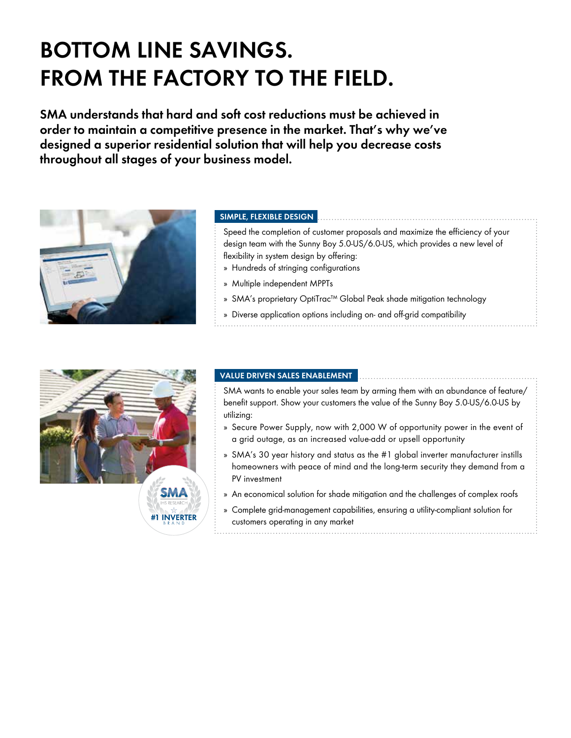# BOTTOM LINE SAVINGS. FROM THE FACTORY TO THE FIELD.

**SMA understands that hard and soft cost reductions must be achieved in order to maintain a competitive presence in the market. That's why we've designed a superior residential solution that will help you decrease costs throughout all stages of your business model.**

## SIMPLE, FLEXIBLE DESIGN

Speed the completion of customer proposals and maximize the efficiency of your design team with the Sunny Boy 5.0-US/6.0-US, which provides a new level of flexibility in system design by offering:

- Hundreds of stringing configurations
- Multiple independent MPPTs
- SMA's proprietary OptiTrac™ Global Peak shade mitigation technology
- Diverse application options including on- and off-grid compatibility

## VALUE DRIVEN SALES ENABLEMENT

SMA wants to enable your sales team by arming them with an abundance of feature/benefit support. Show your customers the value of the Sunny Boy 5.0-US/6.0-US by utilizing:

- Secure Power Supply, now with 2,000 W of opportunity power in the event of a grid outage, as an increased value-add or upsell opportunity
- SMA's 30 year history and status as the #1 global inverter manufacturer instills homeowners with peace of mind and the long-term security they demand from a PV investment
- An economical solution for shade mitigation and the challenges of complex roofs
- Complete grid-management capabilities, ensuring a utility-compliant solution for customers operating in any market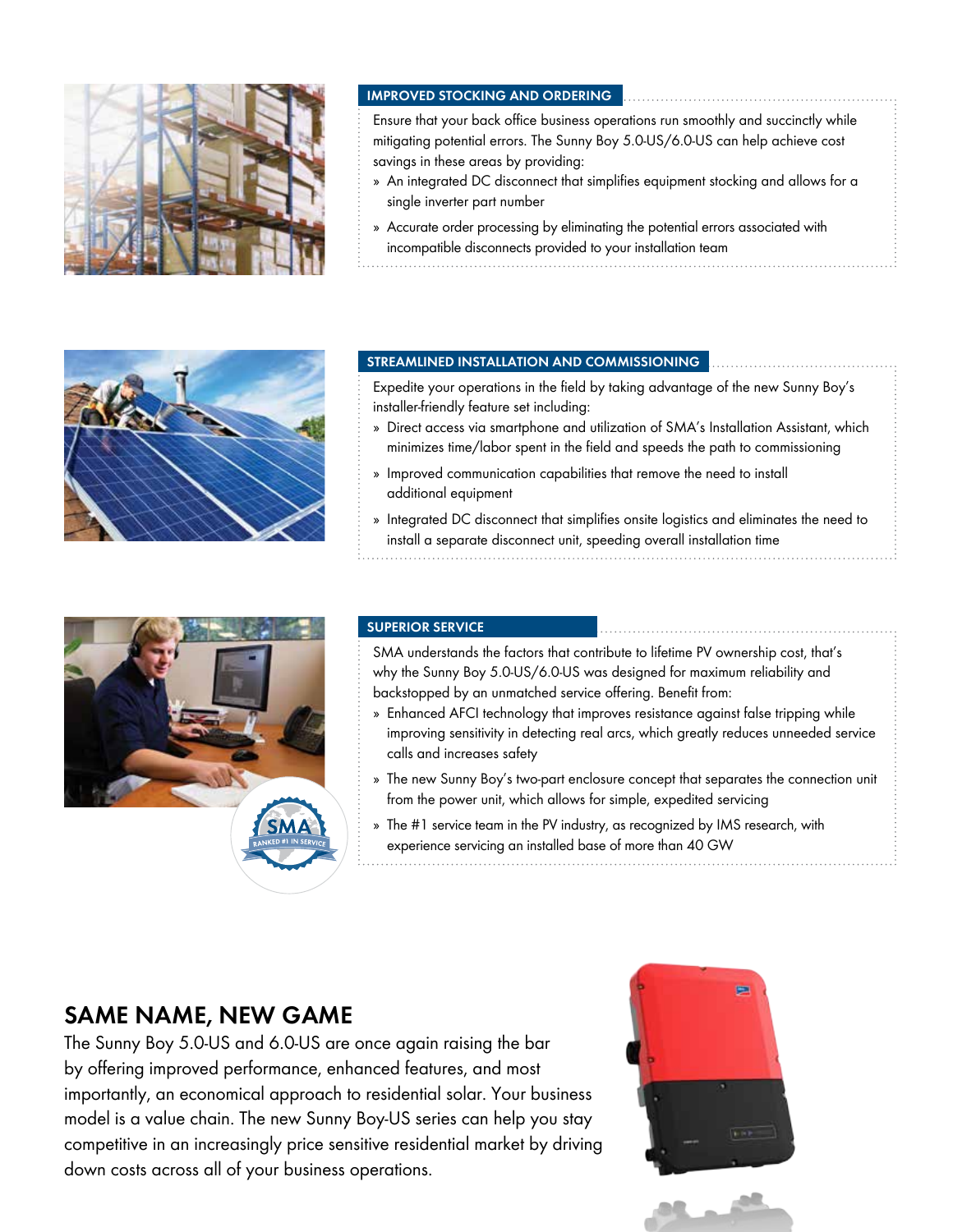## IMPROVED STOCKING AND ORDERING

Ensure that your back office business operations run smoothly and succinctly while mitigating potential errors. The Sunny Boy 5.0-US/6.0-US can help achieve cost savings in these areas by providing:

- An integrated DC disconnect that simplifies equipment stocking and allows for a single inverter part number
- Accurate order processing by eliminating the potential errors associated with incompatible disconnects provided to your installation team

## STREAMLINED INSTALLATION AND COMMISSIONING

Expedite your operations in the field by taking advantage of the new Sunny Boy's installer-friendly feature set including:

- Direct access via smartphone and utilization of SMA's Installation Assistant, which minimizes time/labor spent in the field and speeds the path to commissioning
- Improved communication capabilities that remove the need to install additional equipment
- Integrated DC disconnect that simplifies onsite logistics and eliminates the need to install a separate disconnect unit, speeding overall installation time

## SUPERIOR SERVICE

SMA understands the factors that contribute to lifetime PV ownership cost, that's why the Sunny Boy 5.0-US/6.0-US was designed for maximum reliability and backstopped by an unmatched service offering. Benefit from:

- Enhanced AFCI technology that improves resistance against false tripping while improving sensitivity in detecting real arcs, which greatly reduces unneeded service calls and increases safety
- The new Sunny Boy's two-part enclosure concept that separates the connection unit from the power unit, which allows for simple, expedited servicing
- The #1 service team in the PV industry, as recognized by IMS research, with experience servicing an installed base of more than 40 GW

# SAME NAME, NEW GAME

The Sunny Boy 5.0-US and 6.0-US are once again raising the bar by offering improved performance, enhanced features, and most importantly, an economical approach to residential solar. Your business model is a value chain. The new Sunny Boy-US series can help you stay competitive in an increasingly price sensitive residential market by driving down costs across all of your business operations.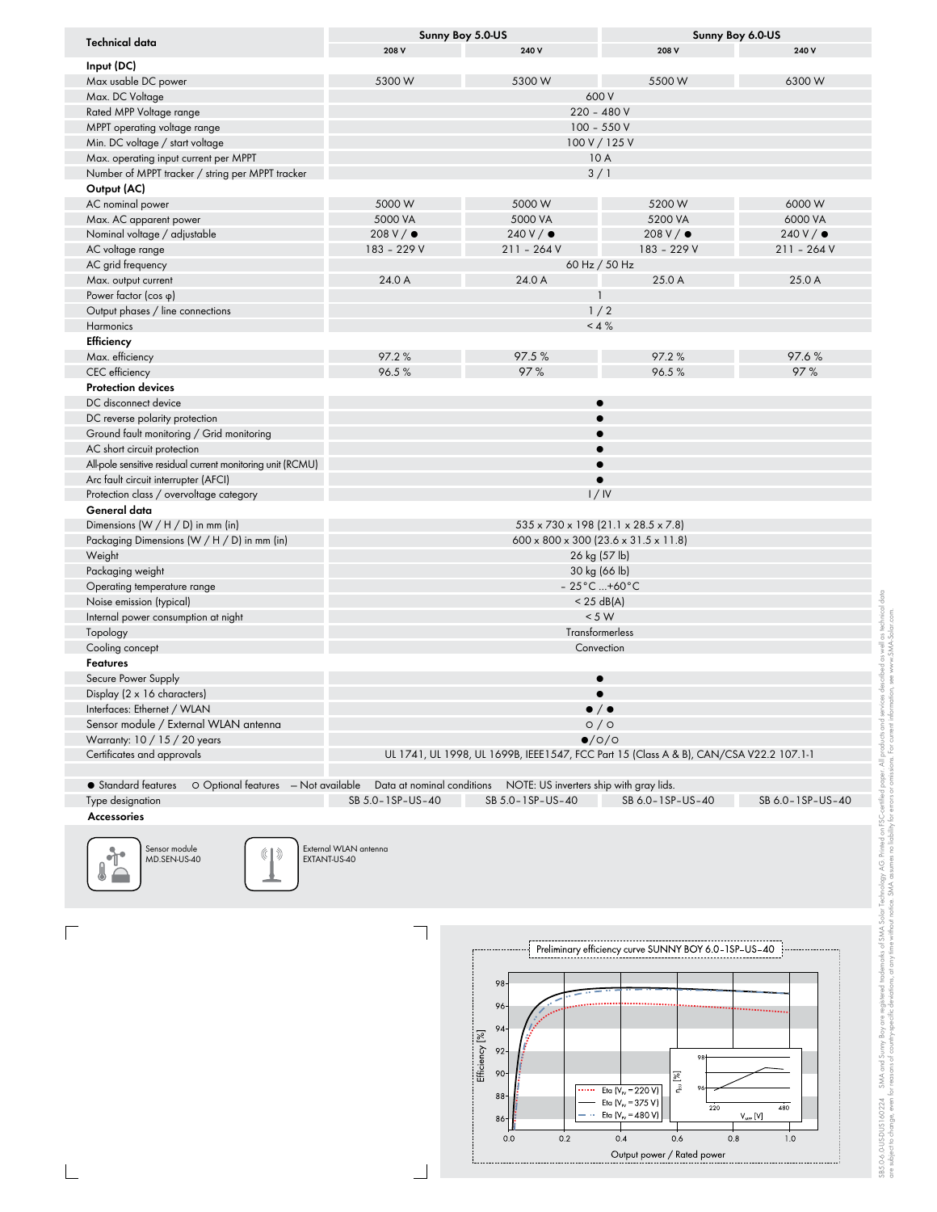| Technical data | Sunny Boy 5.0-US | | Sunny Boy 6.0-US | |
|---|---|---|---|---|
| | 208 V | 240 V | 208 V | 240 V |
| **Input (DC)** | | | | |
| Max usable DC power | 5300 W | 5300 W | 5500 W | 6300 W |
| Max. DC Voltage | 600 V | | | |
| Rated MPP Voltage range | 220 – 480 V | | | |
| MPPT operating voltage range | 100 – 550 V | | | |
| Min. DC voltage / start voltage | 100 V / 125 V | | | |
| Max. operating input current per MPPT | 10 A | | | |
| Number of MPPT tracker / string per MPPT tracker | 3 / 1 | | | |
| **Output (AC)** | | | | |
| AC nominal power | 5000 W | 5000 W | 5200 W | 6000 W |
| Max. AC apparent power | 5000 VA | 5000 VA | 5200 VA | 6000 VA |
| Nominal voltage / adjustable | 208 V / ● | 240 V / ● | 208 V / ● | 240 V / ● |
| AC voltage range | 183 – 229 V | 211 – 264 V | 183 – 229 V | 211 – 264 V |
| AC grid frequency | 60 Hz / 50 Hz | | | |
| Max. output current | 24.0 A | 24.0 A | 25.0 A | 25.0 A |
| Power factor (cos φ) | 1 | | | |
| Output phases / line connections | 1 / 2 | | | |
| Harmonics | < 4 % | | | |
| **Efficiency** | | | | |
| Max. efficiency | 97.2 % | 97.5 % | 97.2 % | 97.6 % |
| CEC efficiency | 96.5 % | 97 % | 96.5 % | 97 % |
| **Protection devices** | | | | |
| DC disconnect device | ● | | | |
| DC reverse polarity protection | ● | | | |
| Ground fault monitoring / Grid monitoring | ● | | | |
| AC short circuit protection | ● | | | |
| All-pole sensitive residual current monitoring unit (RCMU) | ● | | | |
| Arc fault circuit interrupter (AFCI) | ● | | | |
| Protection class / overvoltage category | I / IV | | | |
| **General data** | | | | |
| Dimensions (W / H / D) in mm (in) | 535 x 730 x 198 (21.1 x 28.5 x 7.8) | | | |
| Packaging Dimensions (W / H / D) in mm (in) | 600 x 800 x 300 (23.6 x 31.5 x 11.8) | | | |
| Weight | 26 kg (57 lb) | | | |
| Packaging weight | 30 kg (66 lb) | | | |
| Operating temperature range | – 25°C ...+60°C | | | |
| Noise emission (typical) | < 25 dB(A) | | | |
| Internal power consumption at night | < 5 W | | | |
| Topology | Transformerless | | | |
| Cooling concept | Convection | | | |
| **Features** | | | | |
| Secure Power Supply | ● | | | |
| Display (2 x 16 characters) | ● | | | |
| Interfaces: Ethernet / WLAN | ● / ● | | | |
| Sensor module / External WLAN antenna | ○ / ○ | | | |
| Warranty: 10 / 15 / 20 years | ●/○/○ | | | |
| Certificates and approvals | UL 1741, UL 1998, UL 1699B, IEEE1547, FCC Part 15 (Class A & B), CAN/CSA V22.2 107.1-1 | | | |
| Type designation | SB 5.0-1SP-US-40 | SB 5.0-1SP-US-40 | SB 6.0-1SP-US-40 | SB 6.0-1SP-US-40 |

● Standard features ○ Optional features – Not available Data at nominal conditions NOTE: US inverters ship with gray lids.

**Accessories**

Sensor module
MD.SEN-US-40

External WLAN antenna
EXTANT-US-40

Preliminary efficiency curve SUNNY BOY 6.0-1SP-US-40

Efficiency [%]

98
96
94
92
90
88
86

Eta ($V_{PV}$ = 220 V)
Eta ($V_{PV}$ = 375 V)
Eta ($V_{PV}$ = 480 V)

$\eta_{EU}$ [%]
98
96
220
480
$V_{MPP}$ [V]

0.0 0.2 0.4 0.6 0.8 1.0

Output power / Rated power

SB5.0-6.0-US-DUS160224 SMA and Sunny Boy are registered trademarks of SMA Solar Technology AG. Printed on FSC-certified paper. All products and services described as well as technical data are subject to change, even for reasons of country-specific deviations, at any time without notice. SMA assumes no liability for errors or omissions. For current information, see www.SMA-Solar.com.